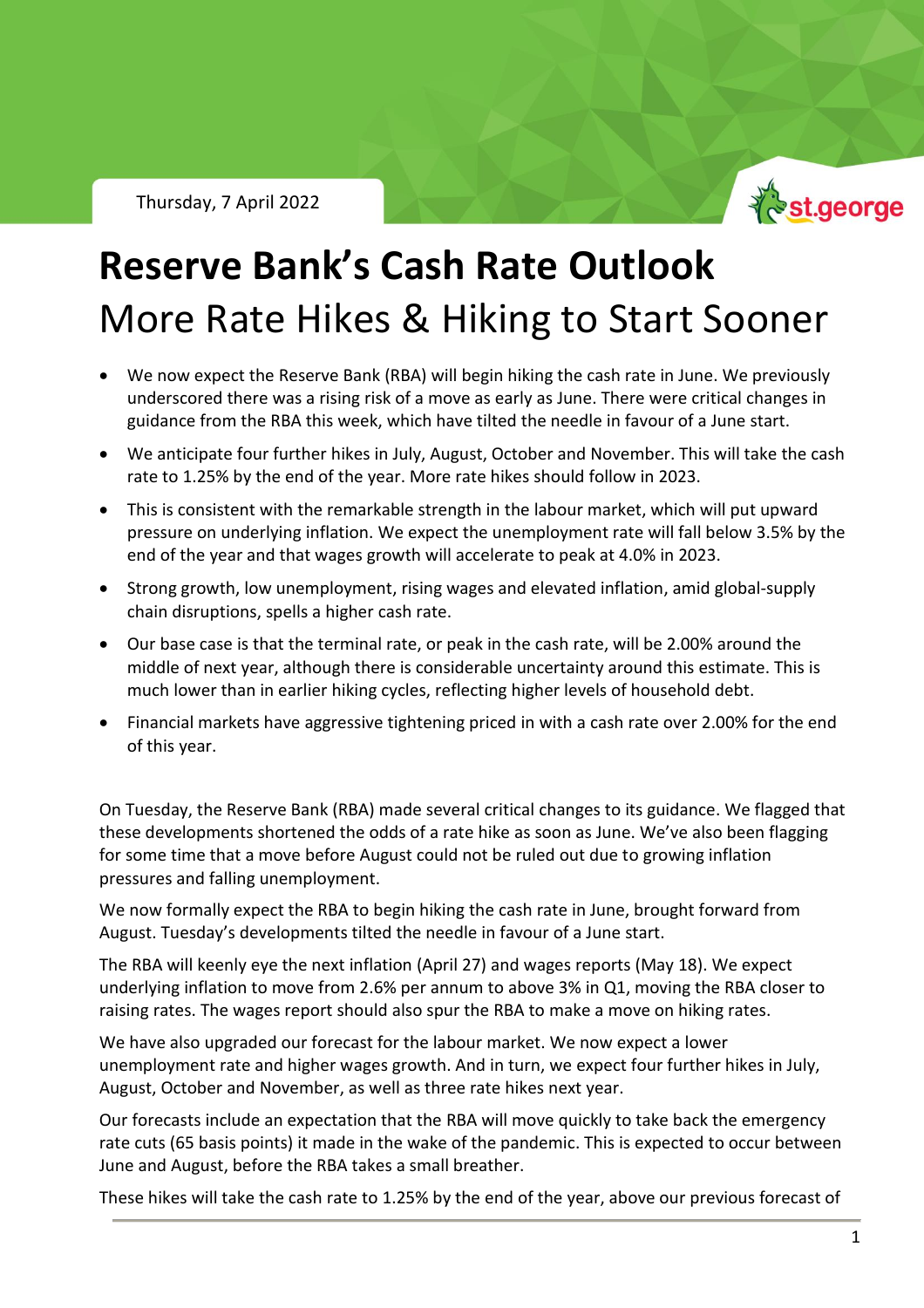Thursday, 7 April 2022

# Reserve Bank's Cash Rate Outlook

## More Rate Hikes & Hiking to Start Sooner

- We now expect the Reserve Bank (RBA) will begin hiking the cash rate in June. We previously underscored there was a rising risk of a move as early as June. There were critical changes in guidance from the RBA this week, which have tilted the needle in favour of a June start.
- We anticipate four further hikes in July, August, October and November. This will take the cash rate to 1.25% by the end of the year. More rate hikes should follow in 2023.
- This is consistent with the remarkable strength in the labour market, which will put upward pressure on underlying inflation. We expect the unemployment rate will fall below 3.5% by the end of the year and that wages growth will accelerate to peak at 4.0% in 2023.
- Strong growth, low unemployment, rising wages and elevated inflation, amid global-supply chain disruptions, spells a higher cash rate.
- Our base case is that the terminal rate, or peak in the cash rate, will be 2.00% around the middle of next year, although there is considerable uncertainty around this estimate. This is much lower than in earlier hiking cycles, reflecting higher levels of household debt.
- Financial markets have aggressive tightening priced in with a cash rate over 2.00% for the end of this year.

On Tuesday, the Reserve Bank (RBA) made several critical changes to its guidance. We flagged that these developments shortened the odds of a rate hike as soon as June. We've also been flagging for some time that a move before August could not be ruled out due to growing inflation pressures and falling unemployment.

We now formally expect the RBA to begin hiking the cash rate in June, brought forward from August. Tuesday's developments tilted the needle in favour of a June start.

The RBA will keenly eye the next inflation (April 27) and wages reports (May 18). We expect underlying inflation to move from 2.6% per annum to above 3% in Q1, moving the RBA closer to raising rates. The wages report should also spur the RBA to make a move on hiking rates.

We have also upgraded our forecast for the labour market. We now expect a lower unemployment rate and higher wages growth. And in turn, we expect four further hikes in July, August, October and November, as well as three rate hikes next year.

Our forecasts include an expectation that the RBA will move quickly to take back the emergency rate cuts (65 basis points) it made in the wake of the pandemic. This is expected to occur between June and August, before the RBA takes a small breather.

These hikes will take the cash rate to 1.25% by the end of the year, above our previous forecast of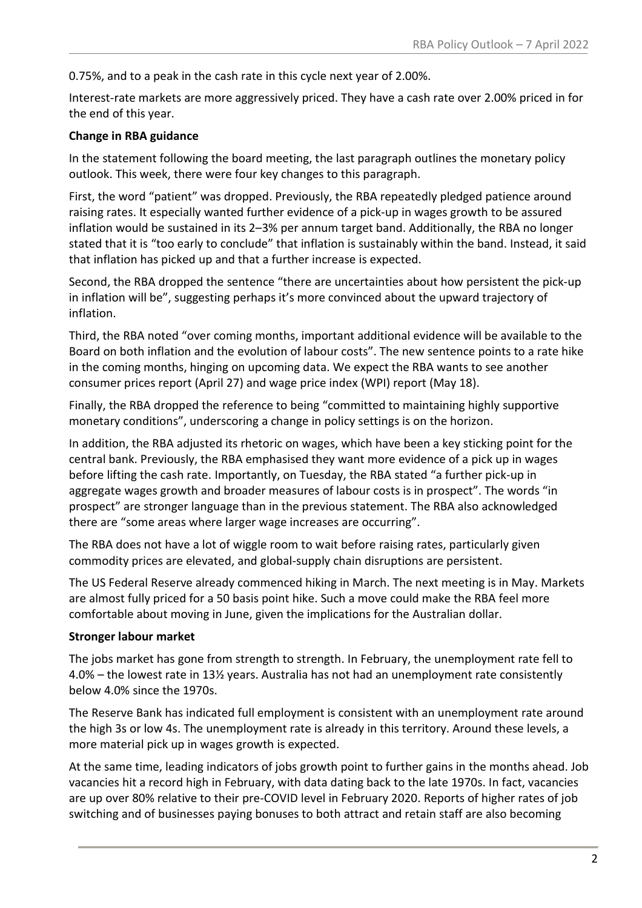0.75%, and to a peak in the cash rate in this cycle next year of 2.00%.

Interest-rate markets are more aggressively priced. They have a cash rate over 2.00% priced in for the end of this year.

**Change in RBA guidance**

In the statement following the board meeting, the last paragraph outlines the monetary policy outlook. This week, there were four key changes to this paragraph.

First, the word "patient" was dropped. Previously, the RBA repeatedly pledged patience around raising rates. It especially wanted further evidence of a pick-up in wages growth to be assured inflation would be sustained in its 2–3% per annum target band. Additionally, the RBA no longer stated that it is "too early to conclude" that inflation is sustainably within the band. Instead, it said that inflation has picked up and that a further increase is expected.

Second, the RBA dropped the sentence "there are uncertainties about how persistent the pick-up in inflation will be", suggesting perhaps it's more convinced about the upward trajectory of inflation.

Third, the RBA noted "over coming months, important additional evidence will be available to the Board on both inflation and the evolution of labour costs". The new sentence points to a rate hike in the coming months, hinging on upcoming data. We expect the RBA wants to see another consumer prices report (April 27) and wage price index (WPI) report (May 18).

Finally, the RBA dropped the reference to being "committed to maintaining highly supportive monetary conditions", underscoring a change in policy settings is on the horizon.

In addition, the RBA adjusted its rhetoric on wages, which have been a key sticking point for the central bank. Previously, the RBA emphasised they want more evidence of a pick up in wages before lifting the cash rate. Importantly, on Tuesday, the RBA stated "a further pick-up in aggregate wages growth and broader measures of labour costs is in prospect". The words "in prospect" are stronger language than in the previous statement. The RBA also acknowledged there are "some areas where larger wage increases are occurring".

The RBA does not have a lot of wiggle room to wait before raising rates, particularly given commodity prices are elevated, and global-supply chain disruptions are persistent.

The US Federal Reserve already commenced hiking in March. The next meeting is in May. Markets are almost fully priced for a 50 basis point hike. Such a move could make the RBA feel more comfortable about moving in June, given the implications for the Australian dollar.

**Stronger labour market**

The jobs market has gone from strength to strength. In February, the unemployment rate fell to 4.0% – the lowest rate in 13½ years. Australia has not had an unemployment rate consistently below 4.0% since the 1970s.

The Reserve Bank has indicated full employment is consistent with an unemployment rate around the high 3s or low 4s. The unemployment rate is already in this territory. Around these levels, a more material pick up in wages growth is expected.

At the same time, leading indicators of jobs growth point to further gains in the months ahead. Job vacancies hit a record high in February, with data dating back to the late 1970s. In fact, vacancies are up over 80% relative to their pre-COVID level in February 2020. Reports of higher rates of job switching and of businesses paying bonuses to both attract and retain staff are also becoming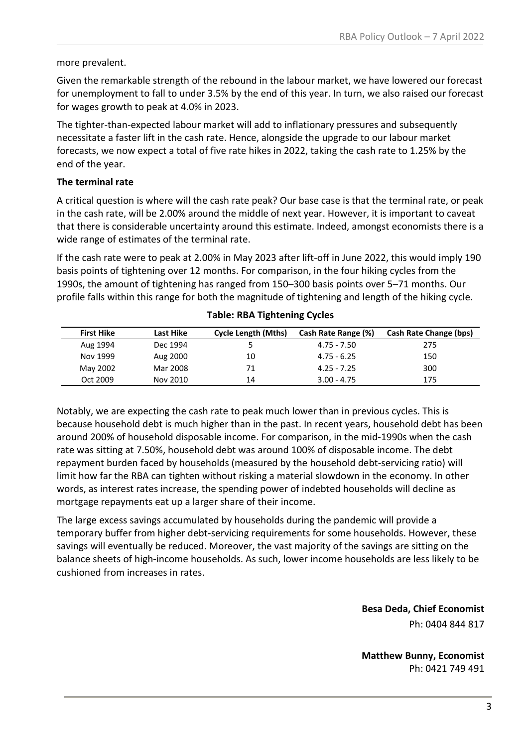more prevalent.

Given the remarkable strength of the rebound in the labour market, we have lowered our forecast for unemployment to fall to under 3.5% by the end of this year. In turn, we also raised our forecast for wages growth to peak at 4.0% in 2023.

The tighter-than-expected labour market will add to inflationary pressures and subsequently necessitate a faster lift in the cash rate. Hence, alongside the upgrade to our labour market forecasts, we now expect a total of five rate hikes in 2022, taking the cash rate to 1.25% by the end of the year.

**The terminal rate**

A critical question is where will the cash rate peak? Our base case is that the terminal rate, or peak in the cash rate, will be 2.00% around the middle of next year. However, it is important to caveat that there is considerable uncertainty around this estimate. Indeed, amongst economists there is a wide range of estimates of the terminal rate.

If the cash rate were to peak at 2.00% in May 2023 after lift-off in June 2022, this would imply 190 basis points of tightening over 12 months. For comparison, in the four hiking cycles from the 1990s, the amount of tightening has ranged from 150–300 basis points over 5–71 months. Our profile falls within this range for both the magnitude of tightening and length of the hiking cycle.

**Table: RBA Tightening Cycles**

| First Hike | Last Hike | Cycle Length (Mths) | Cash Rate Range (%) | Cash Rate Change (bps) |
|---|---|---|---|---|
| Aug 1994 | Dec 1994 | 5 | 4.75 - 7.50 | 275 |
| Nov 1999 | Aug 2000 | 10 | 4.75 - 6.25 | 150 |
| May 2002 | Mar 2008 | 71 | 4.25 - 7.25 | 300 |
| Oct 2009 | Nov 2010 | 14 | 3.00 - 4.75 | 175 |

Notably, we are expecting the cash rate to peak much lower than in previous cycles. This is because household debt is much higher than in the past. In recent years, household debt has been around 200% of household disposable income. For comparison, in the mid-1990s when the cash rate was sitting at 7.50%, household debt was around 100% of disposable income. The debt repayment burden faced by households (measured by the household debt-servicing ratio) will limit how far the RBA can tighten without risking a material slowdown in the economy. In other words, as interest rates increase, the spending power of indebted households will decline as mortgage repayments eat up a larger share of their income.

The large excess savings accumulated by households during the pandemic will provide a temporary buffer from higher debt-servicing requirements for some households. However, these savings will eventually be reduced. Moreover, the vast majority of the savings are sitting on the balance sheets of high-income households. As such, lower income households are less likely to be cushioned from increases in rates.

**Besa Deda, Chief Economist**
Ph: 0404 844 817

**Matthew Bunny, Economist**
Ph: 0421 749 491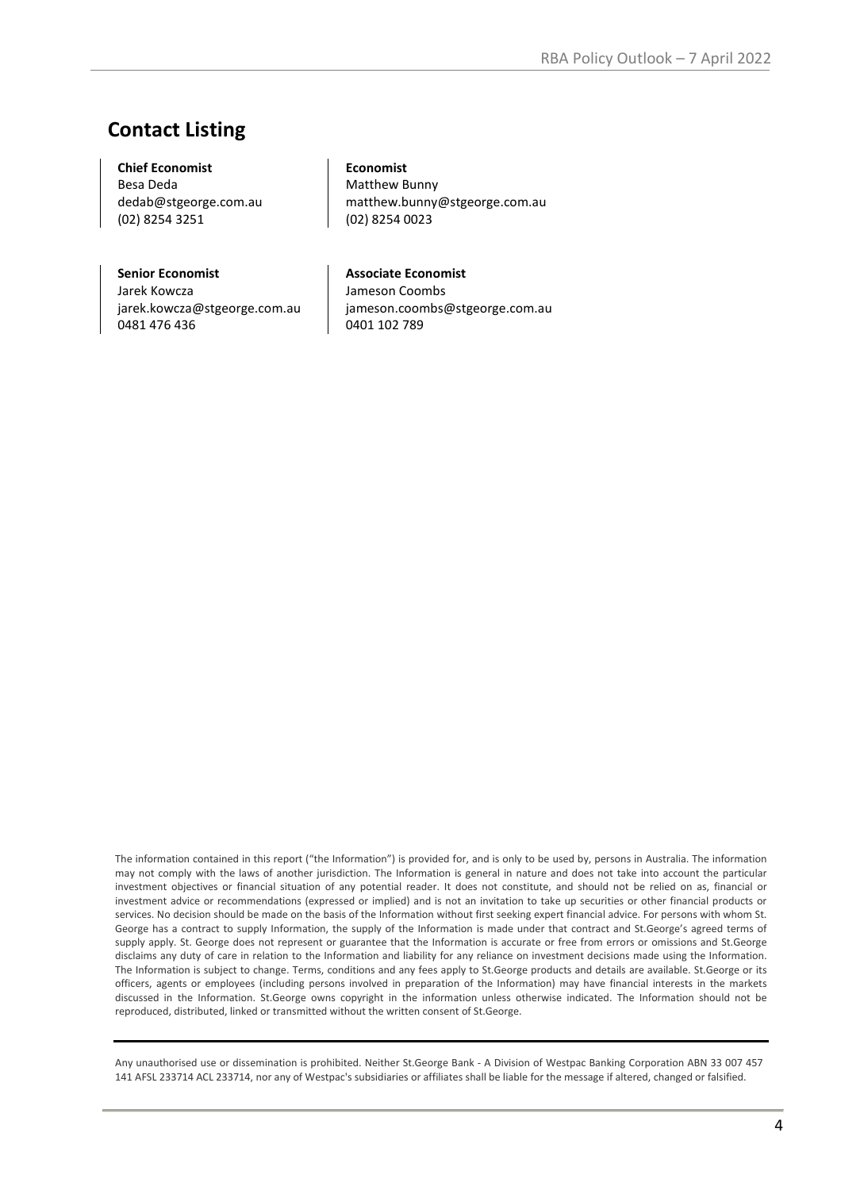## Contact Listing

**Chief Economist**
Besa Deda
dedab@stgeorge.com.au
(02) 8254 3251

**Economist**
Matthew Bunny
matthew.bunny@stgeorge.com.au
(02) 8254 0023

**Senior Economist**
Jarek Kowcza
jarek.kowcza@stgeorge.com.au
0481 476 436

**Associate Economist**
Jameson Coombs
jameson.coombs@stgeorge.com.au
0401 102 789

The information contained in this report ("the Information") is provided for, and is only to be used by, persons in Australia. The information may not comply with the laws of another jurisdiction. The Information is general in nature and does not take into account the particular investment objectives or financial situation of any potential reader. It does not constitute, and should not be relied on as, financial or investment advice or recommendations (expressed or implied) and is not an invitation to take up securities or other financial products or services. No decision should be made on the basis of the Information without first seeking expert financial advice. For persons with whom St. George has a contract to supply Information, the supply of the Information is made under that contract and St.George's agreed terms of supply apply. St. George does not represent or guarantee that the Information is accurate or free from errors or omissions and St.George disclaims any duty of care in relation to the Information and liability for any reliance on investment decisions made using the Information. The Information is subject to change. Terms, conditions and any fees apply to St.George products and details are available. St.George or its officers, agents or employees (including persons involved in preparation of the Information) may have financial interests in the markets discussed in the Information. St.George owns copyright in the information unless otherwise indicated. The Information should not be reproduced, distributed, linked or transmitted without the written consent of St.George.

---

Any unauthorised use or dissemination is prohibited. Neither St.George Bank - A Division of Westpac Banking Corporation ABN 33 007 457 141 AFSL 233714 ACL 233714, nor any of Westpac's subsidiaries or affiliates shall be liable for the message if altered, changed or falsified.